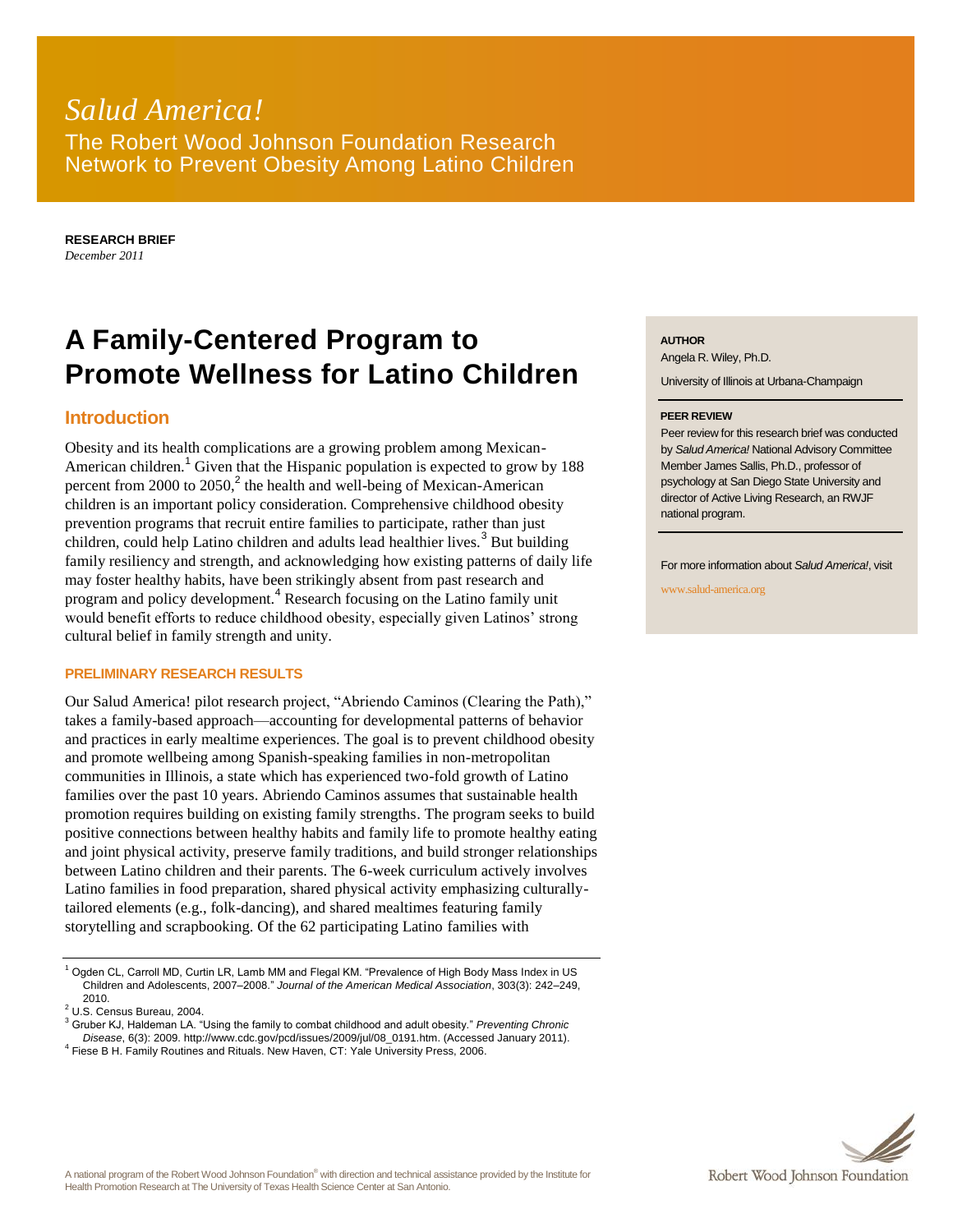*Salud America!*

The Robert Wood Johnson Foundation Research Network to Prevent Obesity Among Latino Children

**RESEARCH BRIEF**
*December 2011*

# A Family-Centered Program to Promote Wellness for Latino Children

**AUTHOR**
Angela R. Wiley, Ph.D.
University of Illinois at Urbana-Champaign

**PEER REVIEW**
Peer review for this research brief was conducted by *Salud America!* National Advisory Committee Member James Sallis, Ph.D., professor of psychology at San Diego State University and director of Active Living Research, an RWJF national program.

For more information about *Salud America!*, visit www.salud-america.org

## Introduction

Obesity and its health complications are a growing problem among Mexican-American children.[1] Given that the Hispanic population is expected to grow by 188 percent from 2000 to 2050,[2] the health and well-being of Mexican-American children is an important policy consideration. Comprehensive childhood obesity prevention programs that recruit entire families to participate, rather than just children, could help Latino children and adults lead healthier lives.[3] But building family resiliency and strength, and acknowledging how existing patterns of daily life may foster healthy habits, have been strikingly absent from past research and program and policy development.[4] Research focusing on the Latino family unit would benefit efforts to reduce childhood obesity, especially given Latinos' strong cultural belief in family strength and unity.

### PRELIMINARY RESEARCH RESULTS

Our Salud America! pilot research project, "Abriendo Caminos (Clearing the Path)," takes a family-based approach—accounting for developmental patterns of behavior and practices in early mealtime experiences. The goal is to prevent childhood obesity and promote wellbeing among Spanish-speaking families in non-metropolitan communities in Illinois, a state which has experienced two-fold growth of Latino families over the past 10 years. Abriendo Caminos assumes that sustainable health promotion requires building on existing family strengths. The program seeks to build positive connections between healthy habits and family life to promote healthy eating and joint physical activity, preserve family traditions, and build stronger relationships between Latino children and their parents. The 6-week curriculum actively involves Latino families in food preparation, shared physical activity emphasizing culturally-tailored elements (e.g., folk-dancing), and shared mealtimes featuring family storytelling and scrapbooking. Of the 62 participating Latino families with

---

[1] Ogden CL, Carroll MD, Curtin LR, Lamb MM and Flegal KM. "Prevalence of High Body Mass Index in US Children and Adolescents, 2007–2008." *Journal of the American Medical Association*, 303(3): 242–249, 2010.

[2] U.S. Census Bureau, 2004.

[3] Gruber KJ, Haldeman LA. "Using the family to combat childhood and adult obesity." *Preventing Chronic Disease*, 6(3): 2009. http://www.cdc.gov/pcd/issues/2009/jul/08_0191.htm. (Accessed January 2011).

[4] Fiese B H. Family Routines and Rituals. New Haven, CT: Yale University Press, 2006.

A national program of the Robert Wood Johnson Foundation® with direction and technical assistance provided by the Institute for Health Promotion Research at The University of Texas Health Science Center at San Antonio.

Robert Wood Johnson Foundation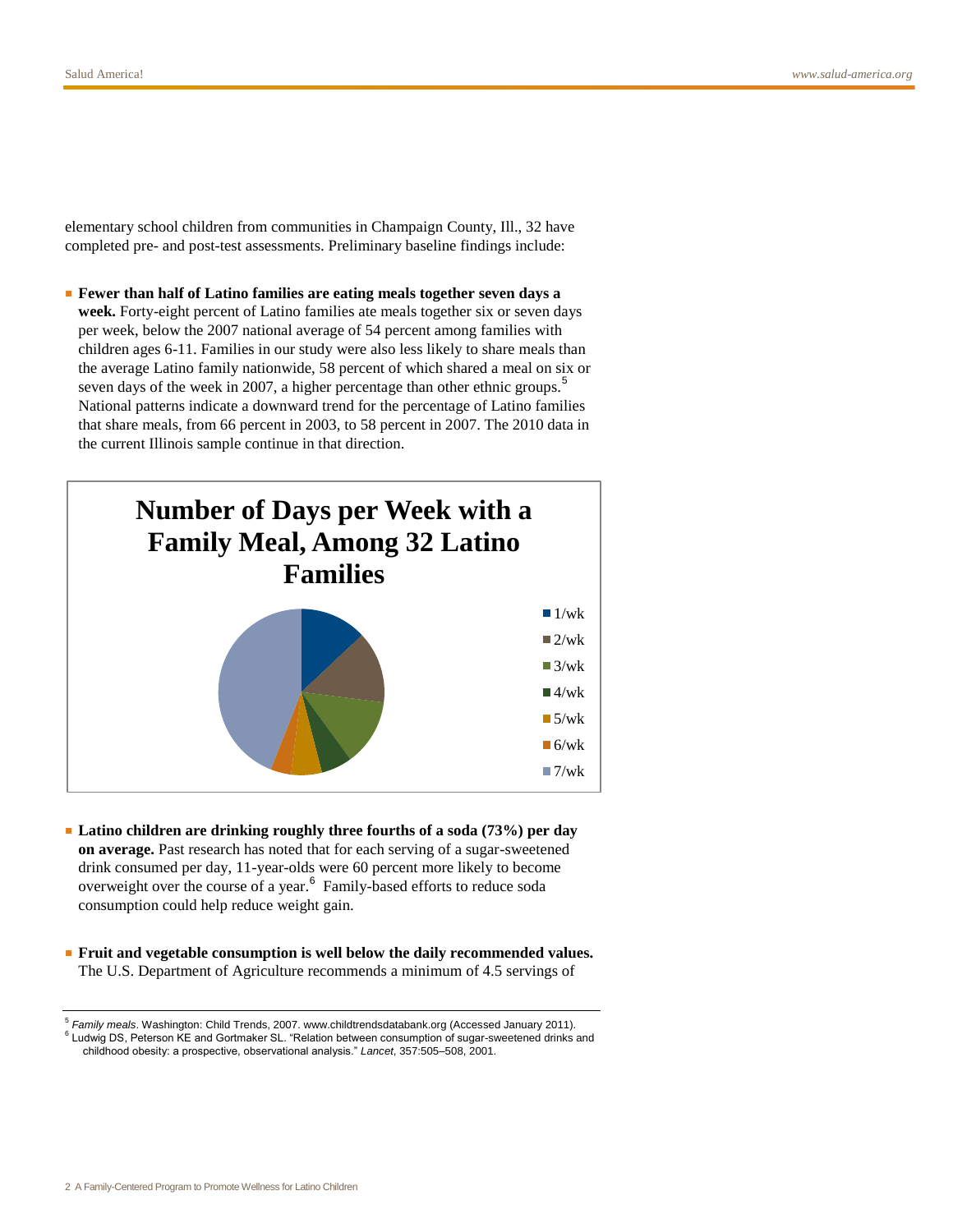elementary school children from communities in Champaign County, Ill., 32 have completed pre- and post-test assessments. Preliminary baseline findings include:

- **Fewer than half of Latino families are eating meals together seven days a week.** Forty-eight percent of Latino families ate meals together six or seven days per week, below the 2007 national average of 54 percent among families with children ages 6-11. Families in our study were also less likely to share meals than the average Latino family nationwide, 58 percent of which shared a meal on six or seven days of the week in 2007, a higher percentage than other ethnic groups.[5] National patterns indicate a downward trend for the percentage of Latino families that share meals, from 66 percent in 2003, to 58 percent in 2007. The 2010 data in the current Illinois sample continue in that direction.

**Number of Days per Week with a Family Meal, Among 32 Latino Families**

Legend: 1/wk, 2/wk, 3/wk, 4/wk, 5/wk, 6/wk, 7/wk

- **Latino children are drinking roughly three fourths of a soda (73%) per day on average.** Past research has noted that for each serving of a sugar-sweetened drink consumed per day, 11-year-olds were 60 percent more likely to become overweight over the course of a year.[6] Family-based efforts to reduce soda consumption could help reduce weight gain.

- **Fruit and vegetable consumption is well below the daily recommended values.** The U.S. Department of Agriculture recommends a minimum of 4.5 servings of

---

[5] *Family meals*. Washington: Child Trends, 2007. www.childtrendsdatabank.org (Accessed January 2011).

[6] Ludwig DS, Peterson KE and Gortmaker SL. "Relation between consumption of sugar-sweetened drinks and childhood obesity: a prospective, observational analysis." *Lancet*, 357:505–508, 2001.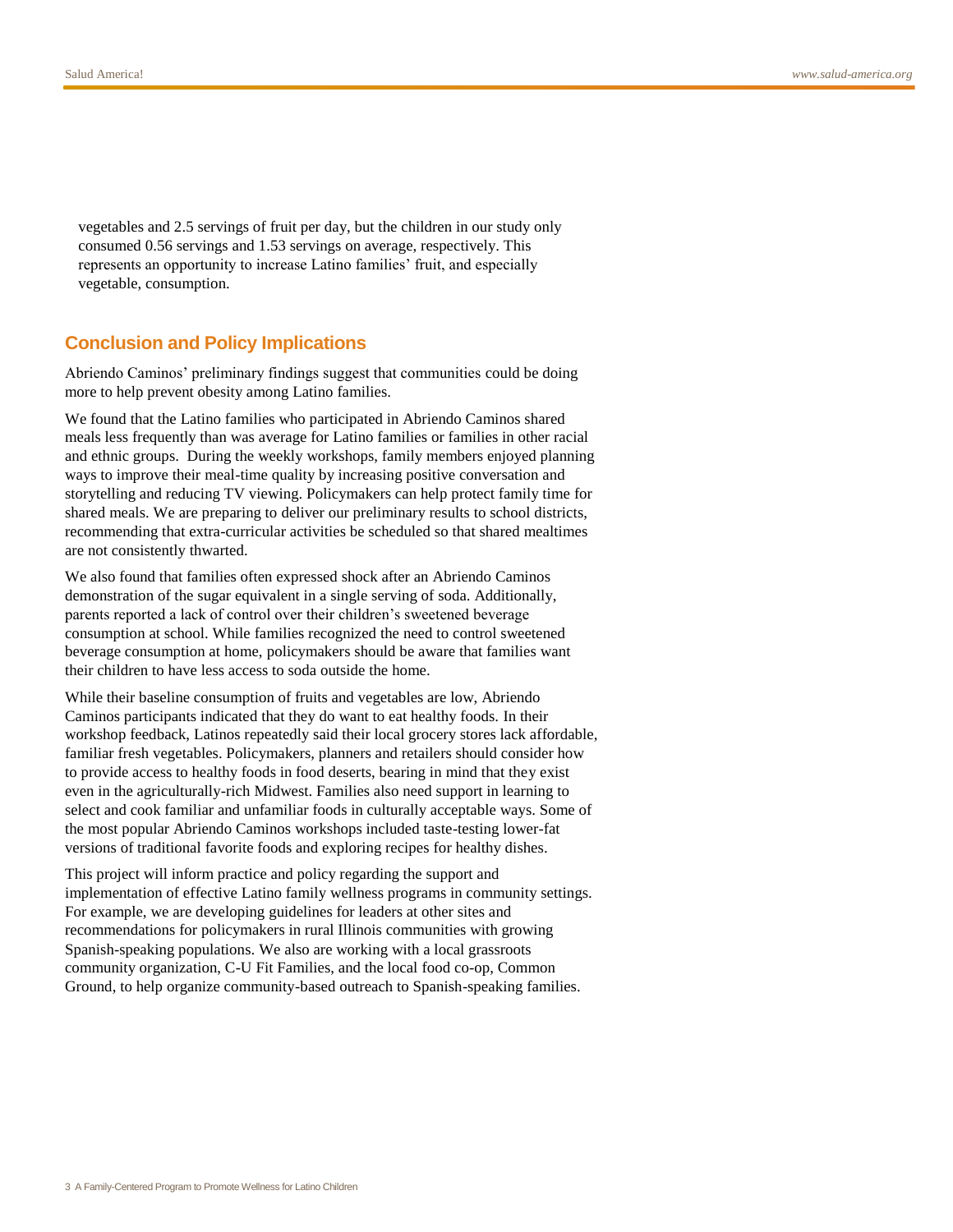vegetables and 2.5 servings of fruit per day, but the children in our study only consumed 0.56 servings and 1.53 servings on average, respectively. This represents an opportunity to increase Latino families' fruit, and especially vegetable, consumption.

## Conclusion and Policy Implications

Abriendo Caminos' preliminary findings suggest that communities could be doing more to help prevent obesity among Latino families.

We found that the Latino families who participated in Abriendo Caminos shared meals less frequently than was average for Latino families or families in other racial and ethnic groups. During the weekly workshops, family members enjoyed planning ways to improve their meal-time quality by increasing positive conversation and storytelling and reducing TV viewing. Policymakers can help protect family time for shared meals. We are preparing to deliver our preliminary results to school districts, recommending that extra-curricular activities be scheduled so that shared mealtimes are not consistently thwarted.

We also found that families often expressed shock after an Abriendo Caminos demonstration of the sugar equivalent in a single serving of soda. Additionally, parents reported a lack of control over their children's sweetened beverage consumption at school. While families recognized the need to control sweetened beverage consumption at home, policymakers should be aware that families want their children to have less access to soda outside the home.

While their baseline consumption of fruits and vegetables are low, Abriendo Caminos participants indicated that they do want to eat healthy foods. In their workshop feedback, Latinos repeatedly said their local grocery stores lack affordable, familiar fresh vegetables. Policymakers, planners and retailers should consider how to provide access to healthy foods in food deserts, bearing in mind that they exist even in the agriculturally-rich Midwest. Families also need support in learning to select and cook familiar and unfamiliar foods in culturally acceptable ways. Some of the most popular Abriendo Caminos workshops included taste-testing lower-fat versions of traditional favorite foods and exploring recipes for healthy dishes.

This project will inform practice and policy regarding the support and implementation of effective Latino family wellness programs in community settings. For example, we are developing guidelines for leaders at other sites and recommendations for policymakers in rural Illinois communities with growing Spanish-speaking populations. We also are working with a local grassroots community organization, C-U Fit Families, and the local food co-op, Common Ground, to help organize community-based outreach to Spanish-speaking families.